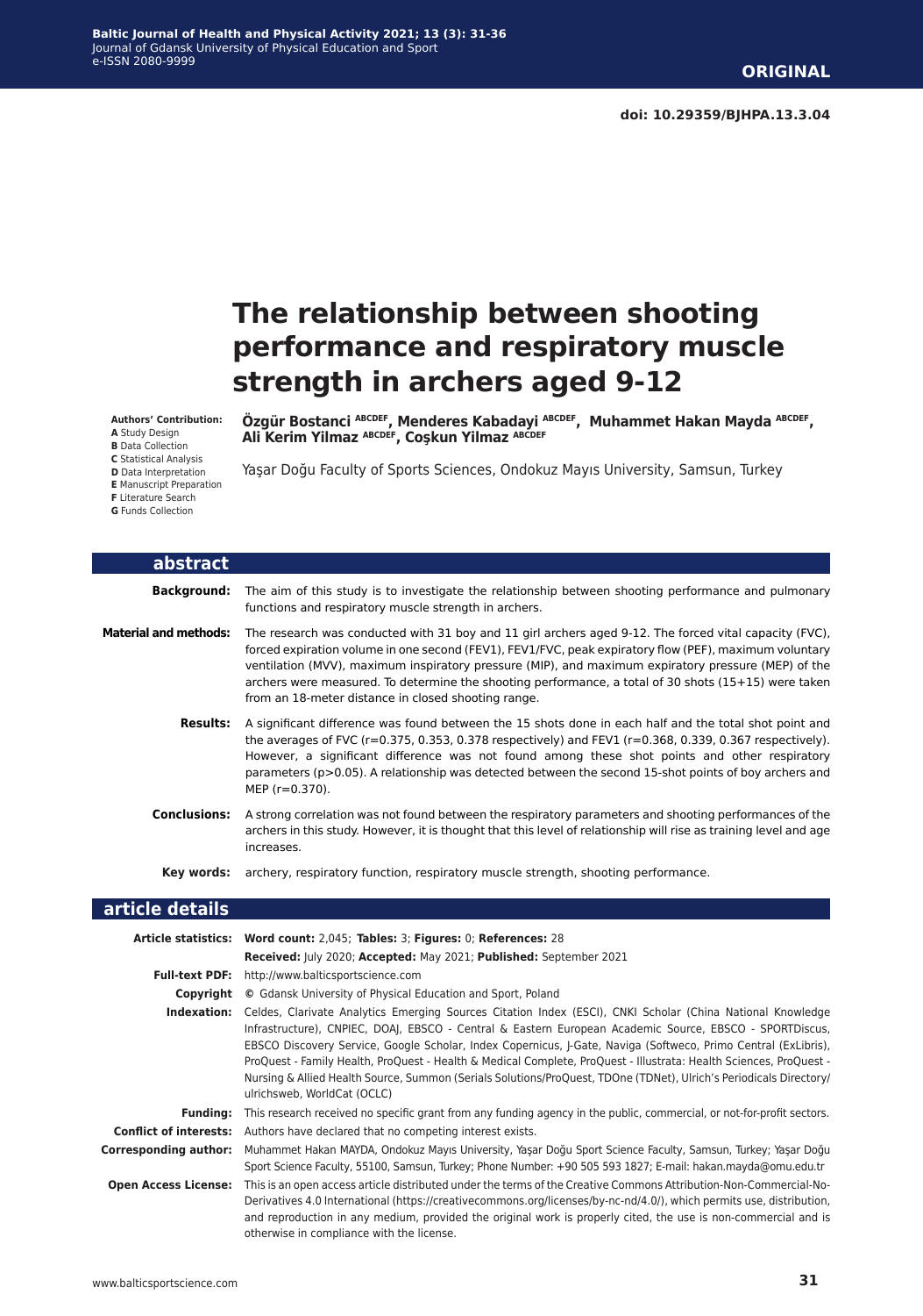**ORIGINAL**

**doi: 10.29359/BJHPA.13.3.04**

# The relationship between shooting performance and respiratory muscle strength in archers aged 9-12

**Authors' Contribution:**
**A** Study Design
**B** Data Collection
**C** Statistical Analysis
**D** Data Interpretation
**E** Manuscript Preparation
**F** Literature Search
**G** Funds Collection

**Özgür Bostanci** ABCDEF**, Menderes Kabadayi** ABCDEF**, Muhammet Hakan Mayda** ABCDEF**, Ali Kerim Yilmaz** ABCDEF**, Coşkun Yilmaz** ABCDEF

Yaşar Doğu Faculty of Sports Sciences, Ondokuz Mayıs University, Samsun, Turkey

## abstract

**Background:** The aim of this study is to investigate the relationship between shooting performance and pulmonary functions and respiratory muscle strength in archers.

**Material and methods:** The research was conducted with 31 boy and 11 girl archers aged 9-12. The forced vital capacity (FVC), forced expiration volume in one second (FEV1), FEV1/FVC, peak expiratory flow (PEF), maximum voluntary ventilation (MVV), maximum inspiratory pressure (MIP), and maximum expiratory pressure (MEP) of the archers were measured. To determine the shooting performance, a total of 30 shots (15+15) were taken from an 18-meter distance in closed shooting range.

**Results:** A significant difference was found between the 15 shots done in each half and the total shot point and the averages of FVC ($r=0.375$, 0.353, 0.378 respectively) and FEV1 ($r=0.368$, 0.339, 0.367 respectively). However, a significant difference was not found among these shot points and other respiratory parameters ($p>0.05$). A relationship was detected between the second 15-shot points of boy archers and MEP ($r=0.370$).

**Conclusions:** A strong correlation was not found between the respiratory parameters and shooting performances of the archers in this study. However, it is thought that this level of relationship will rise as training level and age increases.

**Key words:** archery, respiratory function, respiratory muscle strength, shooting performance.

## article details

**Article statistics:** **Word count:** 2,045; **Tables:** 3; **Figures:** 0; **References:** 28

**Received:** July 2020; **Accepted:** May 2021; **Published:** September 2021

**Full-text PDF:** http://www.balticsportscience.com

**Copyright** © Gdansk University of Physical Education and Sport, Poland

**Indexation:** Celdes, Clarivate Analytics Emerging Sources Citation Index (ESCI), CNKI Scholar (China National Knowledge Infrastructure), CNPIEC, DOAJ, EBSCO - Central & Eastern European Academic Source, EBSCO - SPORTDiscus, EBSCO Discovery Service, Google Scholar, Index Copernicus, J-Gate, Naviga (Softweco, Primo Central (ExLibris), ProQuest - Family Health, ProQuest - Health & Medical Complete, ProQuest - Illustrata: Health Sciences, ProQuest - Nursing & Allied Health Source, Summon (Serials Solutions/ProQuest, TDOne (TDNet), Ulrich's Periodicals Directory/ulrichsweb, WorldCat (OCLC)

**Funding:** This research received no specific grant from any funding agency in the public, commercial, or not-for-profit sectors.

**Conflict of interests:** Authors have declared that no competing interest exists.

**Corresponding author:** Muhammet Hakan MAYDA, Ondokuz Mayıs University, Yaşar Doğu Sport Science Faculty, Samsun, Turkey; Yaşar Doğu Sport Science Faculty, 55100, Samsun, Turkey; Phone Number: +90 505 593 1827; E-mail: hakan.mayda@omu.edu.tr

**Open Access License:** This is an open access article distributed under the terms of the Creative Commons Attribution-Non-Commercial-No-Derivatives 4.0 International (https://creativecommons.org/licenses/by-nc-nd/4.0/), which permits use, distribution, and reproduction in any medium, provided the original work is properly cited, the use is non-commercial and is otherwise in compliance with the license.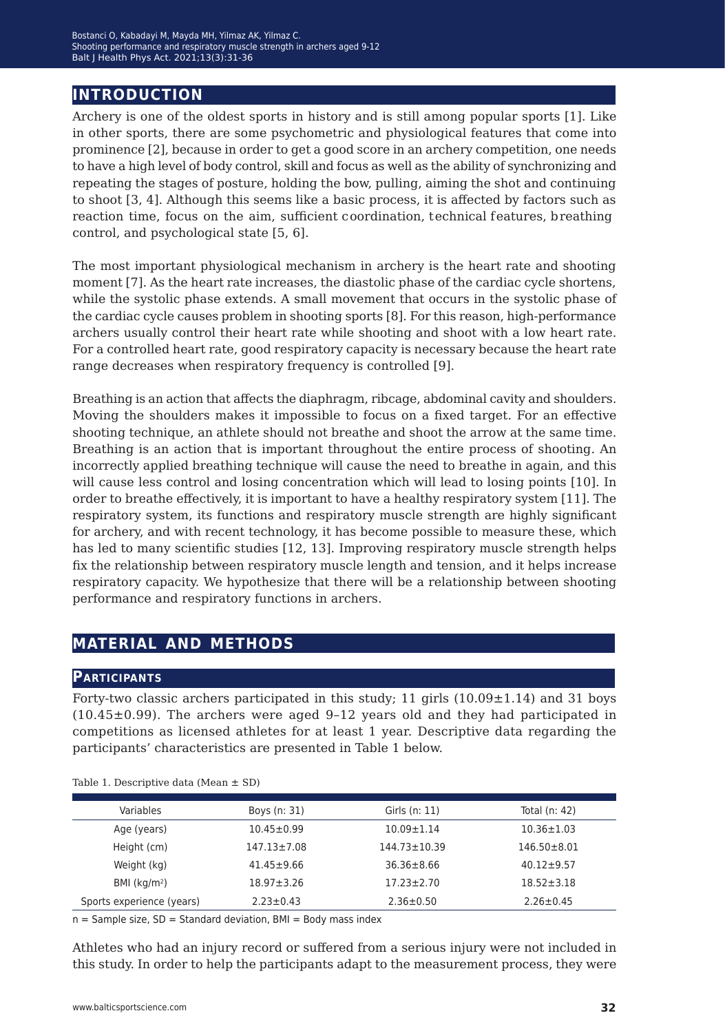## INTRODUCTION

Archery is one of the oldest sports in history and is still among popular sports [1]. Like in other sports, there are some psychometric and physiological features that come into prominence [2], because in order to get a good score in an archery competition, one needs to have a high level of body control, skill and focus as well as the ability of synchronizing and repeating the stages of posture, holding the bow, pulling, aiming the shot and continuing to shoot [3, 4]. Although this seems like a basic process, it is affected by factors such as reaction time, focus on the aim, sufficient coordination, technical features, breathing control, and psychological state [5, 6].

The most important physiological mechanism in archery is the heart rate and shooting moment [7]. As the heart rate increases, the diastolic phase of the cardiac cycle shortens, while the systolic phase extends. A small movement that occurs in the systolic phase of the cardiac cycle causes problem in shooting sports [8]. For this reason, high-performance archers usually control their heart rate while shooting and shoot with a low heart rate. For a controlled heart rate, good respiratory capacity is necessary because the heart rate range decreases when respiratory frequency is controlled [9].

Breathing is an action that affects the diaphragm, ribcage, abdominal cavity and shoulders. Moving the shoulders makes it impossible to focus on a fixed target. For an effective shooting technique, an athlete should not breathe and shoot the arrow at the same time. Breathing is an action that is important throughout the entire process of shooting. An incorrectly applied breathing technique will cause the need to breathe in again, and this will cause less control and losing concentration which will lead to losing points [10]. In order to breathe effectively, it is important to have a healthy respiratory system [11]. The respiratory system, its functions and respiratory muscle strength are highly significant for archery, and with recent technology, it has become possible to measure these, which has led to many scientific studies [12, 13]. Improving respiratory muscle strength helps fix the relationship between respiratory muscle length and tension, and it helps increase respiratory capacity. We hypothesize that there will be a relationship between shooting performance and respiratory functions in archers.

## MATERIAL AND METHODS

### PARTICIPANTS

Forty-two classic archers participated in this study; 11 girls (10.09±1.14) and 31 boys (10.45±0.99). The archers were aged 9–12 years old and they had participated in competitions as licensed athletes for at least 1 year. Descriptive data regarding the participants' characteristics are presented in Table 1 below.

Table 1. Descriptive data (Mean ± SD)

| Variables | Boys (n: 31) | Girls (n: 11) | Total (n: 42) |
|---|---|---|---|
| Age (years) | 10.45±0.99 | 10.09±1.14 | 10.36±1.03 |
| Height (cm) | 147.13±7.08 | 144.73±10.39 | 146.50±8.01 |
| Weight (kg) | 41.45±9.66 | 36.36±8.66 | 40.12±9.57 |
| BMI (kg/m$^2$) | 18.97±3.26 | 17.23±2.70 | 18.52±3.18 |
| Sports experience (years) | 2.23±0.43 | 2.36±0.50 | 2.26±0.45 |

n = Sample size, SD = Standard deviation, BMI = Body mass index

Athletes who had an injury record or suffered from a serious injury were not included in this study. In order to help the participants adapt to the measurement process, they were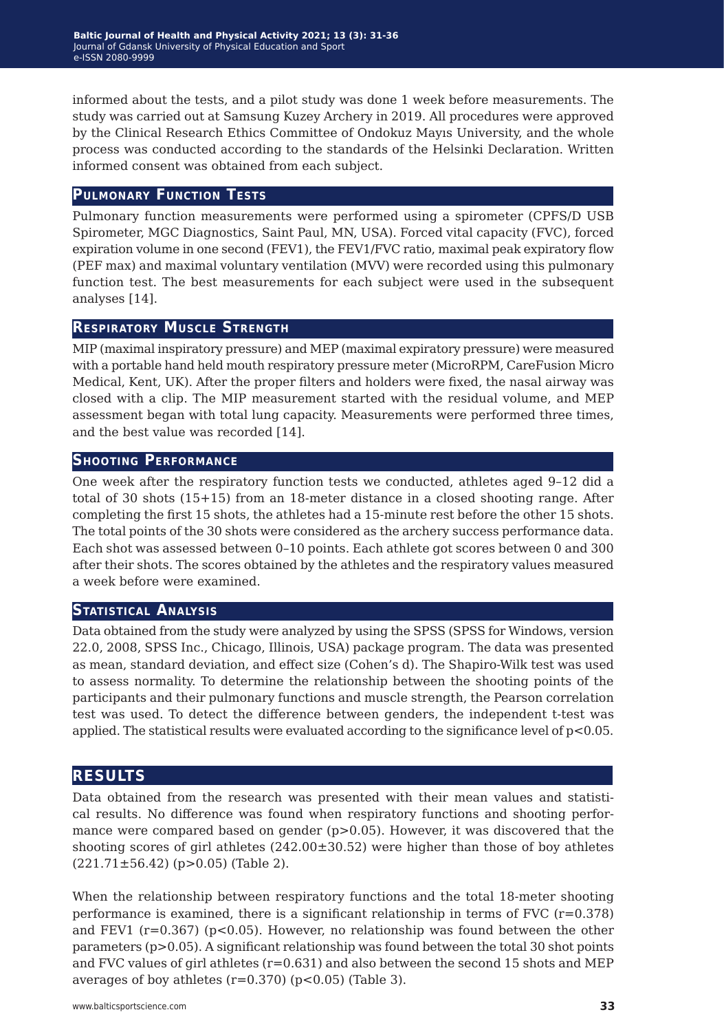informed about the tests, and a pilot study was done 1 week before measurements. The study was carried out at Samsung Kuzey Archery in 2019. All procedures were approved by the Clinical Research Ethics Committee of Ondokuz Mayıs University, and the whole process was conducted according to the standards of the Helsinki Declaration. Written informed consent was obtained from each subject.

## Pulmonary Function Tests

Pulmonary function measurements were performed using a spirometer (CPFS/D USB Spirometer, MGC Diagnostics, Saint Paul, MN, USA). Forced vital capacity (FVC), forced expiration volume in one second (FEV1), the FEV1/FVC ratio, maximal peak expiratory flow (PEF max) and maximal voluntary ventilation (MVV) were recorded using this pulmonary function test. The best measurements for each subject were used in the subsequent analyses [14].

## Respiratory Muscle Strength

MIP (maximal inspiratory pressure) and MEP (maximal expiratory pressure) were measured with a portable hand held mouth respiratory pressure meter (MicroRPM, CareFusion Micro Medical, Kent, UK). After the proper filters and holders were fixed, the nasal airway was closed with a clip. The MIP measurement started with the residual volume, and MEP assessment began with total lung capacity. Measurements were performed three times, and the best value was recorded [14].

## Shooting Performance

One week after the respiratory function tests we conducted, athletes aged 9–12 did a total of 30 shots (15+15) from an 18-meter distance in a closed shooting range. After completing the first 15 shots, the athletes had a 15-minute rest before the other 15 shots. The total points of the 30 shots were considered as the archery success performance data. Each shot was assessed between 0–10 points. Each athlete got scores between 0 and 300 after their shots. The scores obtained by the athletes and the respiratory values measured a week before were examined.

## Statistical Analysis

Data obtained from the study were analyzed by using the SPSS (SPSS for Windows, version 22.0, 2008, SPSS Inc., Chicago, Illinois, USA) package program. The data was presented as mean, standard deviation, and effect size (Cohen's d). The Shapiro-Wilk test was used to assess normality. To determine the relationship between the shooting points of the participants and their pulmonary functions and muscle strength, the Pearson correlation test was used. To detect the difference between genders, the independent t-test was applied. The statistical results were evaluated according to the significance level of $p<0.05$.

# Results

Data obtained from the research was presented with their mean values and statistical results. No difference was found when respiratory functions and shooting performance were compared based on gender ($p>0.05$). However, it was discovered that the shooting scores of girl athletes ($242.00\pm30.52$) were higher than those of boy athletes ($221.71\pm56.42$) ($p>0.05$) (Table 2).

When the relationship between respiratory functions and the total 18-meter shooting performance is examined, there is a significant relationship in terms of FVC ($r=0.378$) and FEV1 ($r=0.367$) ($p<0.05$). However, no relationship was found between the other parameters ($p>0.05$). A significant relationship was found between the total 30 shot points and FVC values of girl athletes ($r=0.631$) and also between the second 15 shots and MEP averages of boy athletes ($r=0.370$) ($p<0.05$) (Table 3).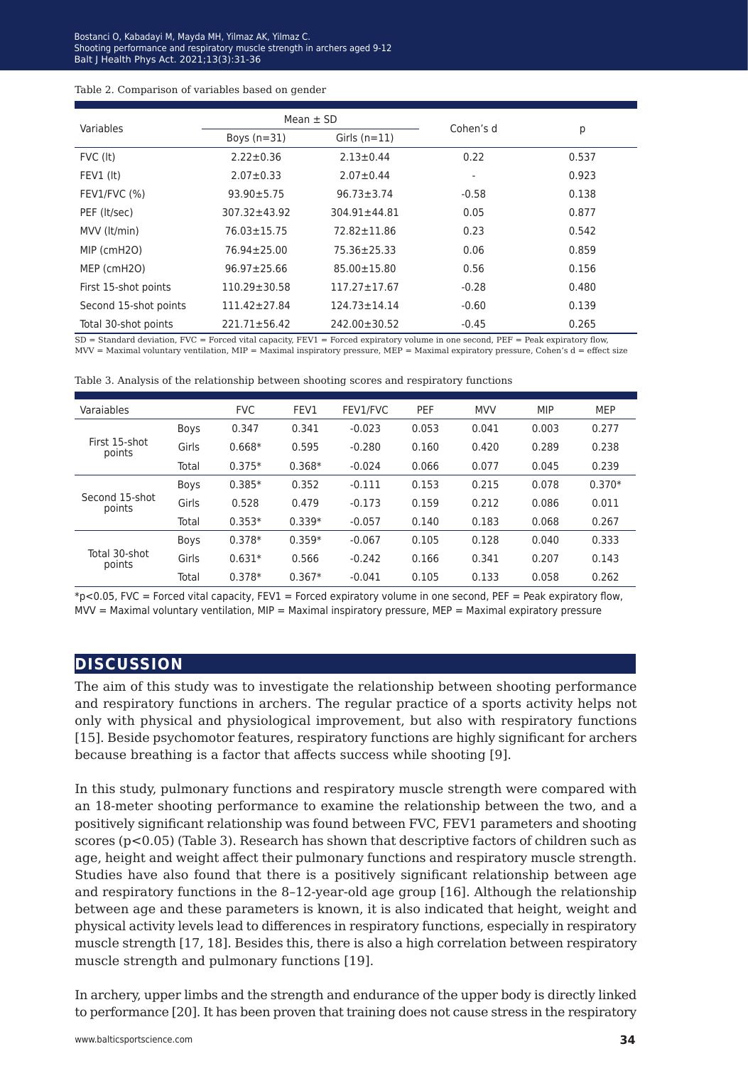Table 2. Comparison of variables based on gender

| Variables | Mean ± SD | | Cohen's d | p |
|---|---|---|---|---|
| | Boys (n=31) | Girls (n=11) | | |
| FVC (lt) | 2.22±0.36 | 2.13±0.44 | 0.22 | 0.537 |
| FEV1 (lt) | 2.07±0.33 | 2.07±0.44 | - | 0.923 |
| FEV1/FVC (%) | 93.90±5.75 | 96.73±3.74 | -0.58 | 0.138 |
| PEF (lt/sec) | 307.32±43.92 | 304.91±44.81 | 0.05 | 0.877 |
| MVV (lt/min) | 76.03±15.75 | 72.82±11.86 | 0.23 | 0.542 |
| MIP (cmH2O) | 76.94±25.00 | 75.36±25.33 | 0.06 | 0.859 |
| MEP (cmH2O) | 96.97±25.66 | 85.00±15.80 | 0.56 | 0.156 |
| First 15-shot points | 110.29±30.58 | 117.27±17.67 | -0.28 | 0.480 |
| Second 15-shot points | 111.42±27.84 | 124.73±14.14 | -0.60 | 0.139 |
| Total 30-shot points | 221.71±56.42 | 242.00±30.52 | -0.45 | 0.265 |

SD = Standard deviation, FVC = Forced vital capacity, FEV1 = Forced expiratory volume in one second, PEF = Peak expiratory flow, MVV = Maximal voluntary ventilation, MIP = Maximal inspiratory pressure, MEP = Maximal expiratory pressure, Cohen's d = effect size

Table 3. Analysis of the relationship between shooting scores and respiratory functions

| Varaiables | | FVC | FEV1 | FEV1/FVC | PEF | MVV | MIP | MEP |
|---|---|---|---|---|---|---|---|---|
| First 15-shot points | Boys | 0.347 | 0.341 | -0.023 | 0.053 | 0.041 | 0.003 | 0.277 |
| | Girls | 0.668* | 0.595 | -0.280 | 0.160 | 0.420 | 0.289 | 0.238 |
| | Total | 0.375* | 0.368* | -0.024 | 0.066 | 0.077 | 0.045 | 0.239 |
| Second 15-shot points | Boys | 0.385* | 0.352 | -0.111 | 0.153 | 0.215 | 0.078 | 0.370* |
| | Girls | 0.528 | 0.479 | -0.173 | 0.159 | 0.212 | 0.086 | 0.011 |
| | Total | 0.353* | 0.339* | -0.057 | 0.140 | 0.183 | 0.068 | 0.267 |
| Total 30-shot points | Boys | 0.378* | 0.359* | -0.067 | 0.105 | 0.128 | 0.040 | 0.333 |
| | Girls | 0.631* | 0.566 | -0.242 | 0.166 | 0.341 | 0.207 | 0.143 |
| | Total | 0.378* | 0.367* | -0.041 | 0.105 | 0.133 | 0.058 | 0.262 |

*$p<0.05$, FVC = Forced vital capacity, FEV1 = Forced expiratory volume in one second, PEF = Peak expiratory flow, MVV = Maximal voluntary ventilation, MIP = Maximal inspiratory pressure, MEP = Maximal expiratory pressure

## DISCUSSION

The aim of this study was to investigate the relationship between shooting performance and respiratory functions in archers. The regular practice of a sports activity helps not only with physical and physiological improvement, but also with respiratory functions [15]. Beside psychomotor features, respiratory functions are highly significant for archers because breathing is a factor that affects success while shooting [9].

In this study, pulmonary functions and respiratory muscle strength were compared with an 18-meter shooting performance to examine the relationship between the two, and a positively significant relationship was found between FVC, FEV1 parameters and shooting scores ($p<0.05$) (Table 3). Research has shown that descriptive factors of children such as age, height and weight affect their pulmonary functions and respiratory muscle strength. Studies have also found that there is a positively significant relationship between age and respiratory functions in the 8–12-year-old age group [16]. Although the relationship between age and these parameters is known, it is also indicated that height, weight and physical activity levels lead to differences in respiratory functions, especially in respiratory muscle strength [17, 18]. Besides this, there is also a high correlation between respiratory muscle strength and pulmonary functions [19].

In archery, upper limbs and the strength and endurance of the upper body is directly linked to performance [20]. It has been proven that training does not cause stress in the respiratory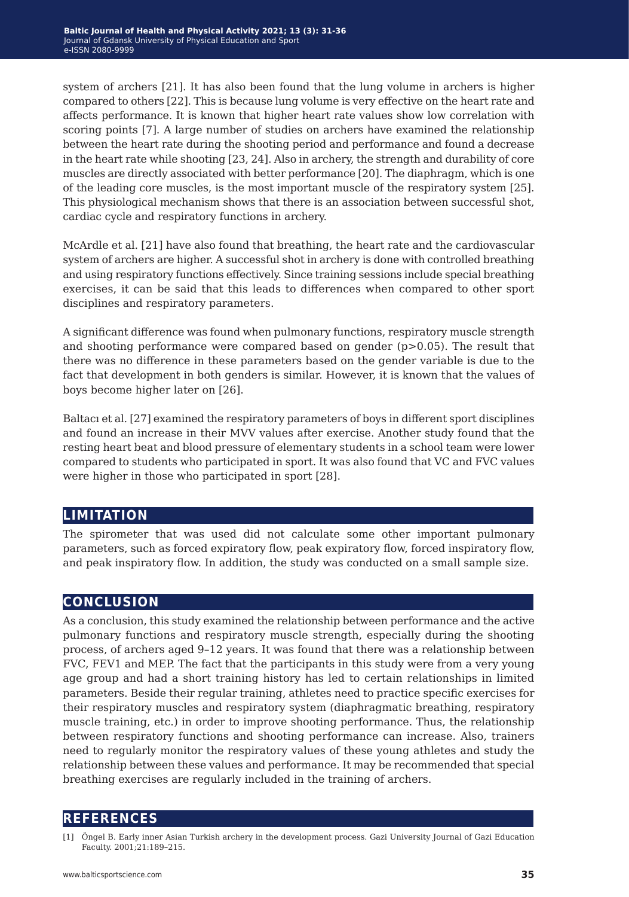system of archers [21]. It has also been found that the lung volume in archers is higher compared to others [22]. This is because lung volume is very effective on the heart rate and affects performance. It is known that higher heart rate values show low correlation with scoring points [7]. A large number of studies on archers have examined the relationship between the heart rate during the shooting period and performance and found a decrease in the heart rate while shooting [23, 24]. Also in archery, the strength and durability of core muscles are directly associated with better performance [20]. The diaphragm, which is one of the leading core muscles, is the most important muscle of the respiratory system [25]. This physiological mechanism shows that there is an association between successful shot, cardiac cycle and respiratory functions in archery.

McArdle et al. [21] have also found that breathing, the heart rate and the cardiovascular system of archers are higher. A successful shot in archery is done with controlled breathing and using respiratory functions effectively. Since training sessions include special breathing exercises, it can be said that this leads to differences when compared to other sport disciplines and respiratory parameters.

A significant difference was found when pulmonary functions, respiratory muscle strength and shooting performance were compared based on gender ($p>0.05$). The result that there was no difference in these parameters based on the gender variable is due to the fact that development in both genders is similar. However, it is known that the values of boys become higher later on [26].

Baltacı et al. [27] examined the respiratory parameters of boys in different sport disciplines and found an increase in their MVV values after exercise. Another study found that the resting heart beat and blood pressure of elementary students in a school team were lower compared to students who participated in sport. It was also found that VC and FVC values were higher in those who participated in sport [28].

## LIMITATION

The spirometer that was used did not calculate some other important pulmonary parameters, such as forced expiratory flow, peak expiratory flow, forced inspiratory flow, and peak inspiratory flow. In addition, the study was conducted on a small sample size.

## CONCLUSION

As a conclusion, this study examined the relationship between performance and the active pulmonary functions and respiratory muscle strength, especially during the shooting process, of archers aged 9–12 years. It was found that there was a relationship between FVC, FEV1 and MEP. The fact that the participants in this study were from a very young age group and had a short training history has led to certain relationships in limited parameters. Beside their regular training, athletes need to practice specific exercises for their respiratory muscles and respiratory system (diaphragmatic breathing, respiratory muscle training, etc.) in order to improve shooting performance. Thus, the relationship between respiratory functions and shooting performance can increase. Also, trainers need to regularly monitor the respiratory values of these young athletes and study the relationship between these values and performance. It may be recommended that special breathing exercises are regularly included in the training of archers.

## REFERENCES

[1] Öngel B. Early inner Asian Turkish archery in the development process. Gazi University Journal of Gazi Education Faculty. 2001;21:189–215.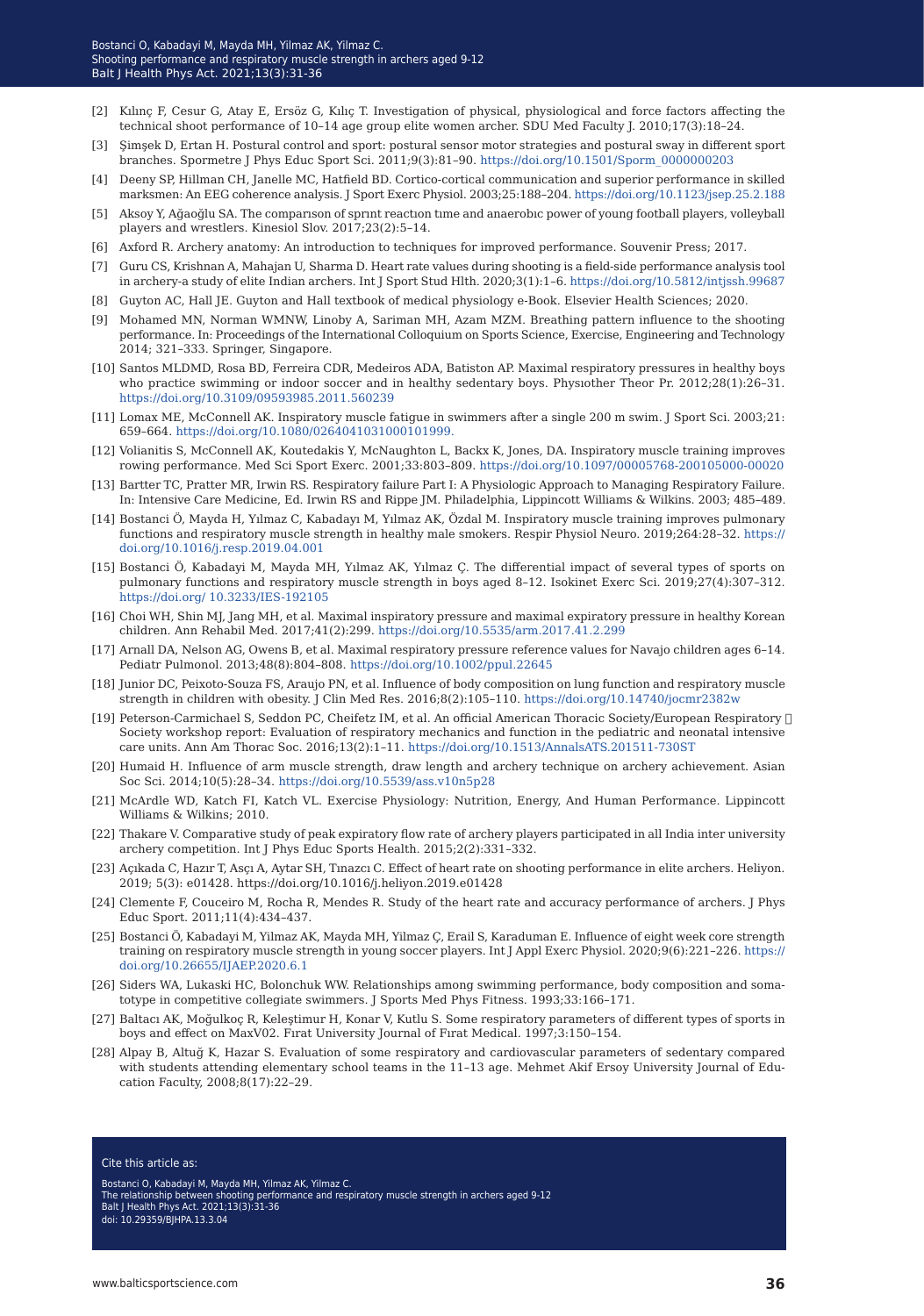[2] Kılınç F, Cesur G, Atay E, Ersöz G, Kılıç T. Investigation of physical, physiological and force factors affecting the technical shoot performance of 10–14 age group elite women archer. SDU Med Faculty J. 2010;17(3):18–24.

[3] Şimşek D, Ertan H. Postural control and sport: postural sensor motor strategies and postural sway in different sport branches. Spormetre J Phys Educ Sport Sci. 2011;9(3):81–90. https://doi.org/10.1501/Sporm_0000000203

[4] Deeny SP, Hillman CH, Janelle MC, Hatfield BD. Cortico-cortical communication and superior performance in skilled marksmen: An EEG coherence analysis. J Sport Exerc Physiol. 2003;25:188–204. https://doi.org/10.1123/jsep.25.2.188

[5] Aksoy Y, Ağaoğlu SA. The comparıson of sprınt reactıon tıme and anaerobıc power of young football players, volleyball players and wrestlers. Kinesiol Slov. 2017;23(2):5–14.

[6] Axford R. Archery anatomy: An introduction to techniques for improved performance. Souvenir Press; 2017.

[7] Guru CS, Krishnan A, Mahajan U, Sharma D. Heart rate values during shooting is a field-side performance analysis tool in archery-a study of elite Indian archers. Int J Sport Stud Hlth. 2020;3(1):1–6. https://doi.org/10.5812/intjssh.99687

[8] Guyton AC, Hall JE. Guyton and Hall textbook of medical physiology e-Book. Elsevier Health Sciences; 2020.

[9] Mohamed MN, Norman WMNW, Linoby A, Sariman MH, Azam MZM. Breathing pattern influence to the shooting performance. In: Proceedings of the International Colloquium on Sports Science, Exercise, Engineering and Technology 2014; 321–333. Springer, Singapore.

[10] Santos MLDMD, Rosa BD, Ferreira CDR, Medeiros ADA, Batiston AP. Maximal respiratory pressures in healthy boys who practice swimming or indoor soccer and in healthy sedentary boys. Physıother Theor Pr. 2012;28(1):26–31. https://doi.org/10.3109/09593985.2011.560239

[11] Lomax ME, McConnell AK. Inspiratory muscle fatigue in swimmers after a single 200 m swim. J Sport Sci. 2003;21: 659–664. https://doi.org/10.1080/0264041031000101999.

[12] Volianitis S, McConnell AK, Koutedakis Y, McNaughton L, Backx K, Jones, DA. Inspiratory muscle training improves rowing performance. Med Sci Sport Exerc. 2001;33:803–809. https://doi.org/10.1097/00005768-200105000-00020

[13] Bartter TC, Pratter MR, Irwin RS. Respiratory failure Part I: A Physiologic Approach to Managing Respiratory Failure. In: Intensive Care Medicine, Ed. Irwin RS and Rippe JM. Philadelphia, Lippincott Williams & Wilkins. 2003; 485–489.

[14] Bostanci Ö, Mayda H, Yılmaz C, Kabadayı M, Yılmaz AK, Özdal M. Inspiratory muscle training improves pulmonary functions and respiratory muscle strength in healthy male smokers. Respir Physiol Neuro. 2019;264:28–32. https://doi.org/10.1016/j.resp.2019.04.001

[15] Bostanci Ö, Kabadayi M, Mayda MH, Yılmaz AK, Yılmaz Ç. The differential impact of several types of sports on pulmonary functions and respiratory muscle strength in boys aged 8–12. Isokinet Exerc Sci. 2019;27(4):307–312. https://doi.org/ 10.3233/IES-192105

[16] Choi WH, Shin MJ, Jang MH, et al. Maximal inspiratory pressure and maximal expiratory pressure in healthy Korean children. Ann Rehabil Med. 2017;41(2):299. https://doi.org/10.5535/arm.2017.41.2.299

[17] Arnall DA, Nelson AG, Owens B, et al. Maximal respiratory pressure reference values for Navajo children ages 6–14. Pediatr Pulmonol. 2013;48(8):804–808. https://doi.org/10.1002/ppul.22645

[18] Junior DC, Peixoto-Souza FS, Araujo PN, et al. Influence of body composition on lung function and respiratory muscle strength in children with obesity. J Clin Med Res. 2016;8(2):105–110. https://doi.org/10.14740/jocmr2382w

[19] Peterson-Carmichael S, Seddon PC, Cheifetz IM, et al. An official American Thoracic Society/European Respiratory  Society workshop report: Evaluation of respiratory mechanics and function in the pediatric and neonatal intensive care units. Ann Am Thorac Soc. 2016;13(2):1–11. https://doi.org/10.1513/AnnalsATS.201511-730ST

[20] Humaid H. Influence of arm muscle strength, draw length and archery technique on archery achievement. Asian Soc Sci. 2014;10(5):28–34. https://doi.org/10.5539/ass.v10n5p28

[21] McArdle WD, Katch FI, Katch VL. Exercise Physiology: Nutrition, Energy, And Human Performance. Lippincott Williams & Wilkins; 2010.

[22] Thakare V. Comparative study of peak expiratory flow rate of archery players participated in all India inter university archery competition. Int J Phys Educ Sports Health. 2015;2(2):331–332.

[23] Açıkada C, Hazır T, Asçı A, Aytar SH, Tınazcı C. Effect of heart rate on shooting performance in elite archers. Heliyon. 2019; 5(3): e01428. https://doi.org/10.1016/j.heliyon.2019.e01428

[24] Clemente F, Couceiro M, Rocha R, Mendes R. Study of the heart rate and accuracy performance of archers. J Phys Educ Sport. 2011;11(4):434–437.

[25] Bostanci Ö, Kabadayi M, Yilmaz AK, Mayda MH, Yilmaz Ç, Erail S, Karaduman E. Influence of eight week core strength training on respiratory muscle strength in young soccer players. Int J Appl Exerc Physiol. 2020;9(6):221–226. https://doi.org/10.26655/IJAEP.2020.6.1

[26] Siders WA, Lukaski HC, Bolonchuk WW. Relationships among swimming performance, body composition and somatotype in competitive collegiate swimmers. J Sports Med Phys Fitness. 1993;33:166–171.

[27] Baltacı AK, Moğulkoç R, Keleştimur H, Konar V, Kutlu S. Some respiratory parameters of different types of sports in boys and effect on MaxV02. Fırat University Journal of Fırat Medical. 1997;3:150–154.

[28] Alpay B, Altuğ K, Hazar S. Evaluation of some respiratory and cardiovascular parameters of sedentary compared with students attending elementary school teams in the 11–13 age. Mehmet Akif Ersoy University Journal of Education Faculty, 2008;8(17):22–29.

Cite this article as:

Bostanci O, Kabadayi M, Mayda MH, Yilmaz AK, Yilmaz C.
The relationship between shooting performance and respiratory muscle strength in archers aged 9-12
Balt J Health Phys Act. 2021;13(3):31-36
doi: 10.29359/BJHPA.13.3.04